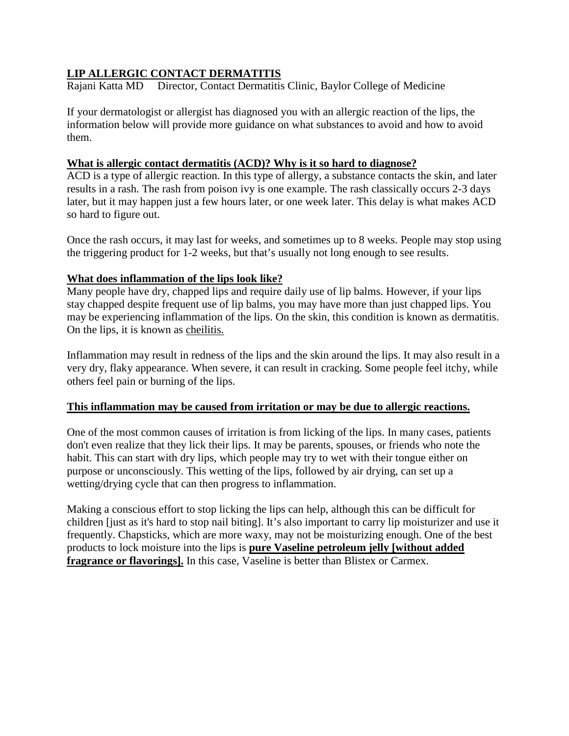# LIP ALLERGIC CONTACT DERMATITIS

Rajani Katta MD     Director, Contact Dermatitis Clinic, Baylor College of Medicine

If your dermatologist or allergist has diagnosed you with an allergic reaction of the lips, the information below will provide more guidance on what substances to avoid and how to avoid them.

## What is allergic contact dermatitis (ACD)? Why is it so hard to diagnose?

ACD is a type of allergic reaction. In this type of allergy, a substance contacts the skin, and later results in a rash. The rash from poison ivy is one example. The rash classically occurs 2-3 days later, but it may happen just a few hours later, or one week later. This delay is what makes ACD so hard to figure out.

Once the rash occurs, it may last for weeks, and sometimes up to 8 weeks. People may stop using the triggering product for 1-2 weeks, but that's usually not long enough to see results.

## What does inflammation of the lips look like?

Many people have dry, chapped lips and require daily use of lip balms. However, if your lips stay chapped despite frequent use of lip balms, you may have more than just chapped lips. You may be experiencing inflammation of the lips. On the skin, this condition is known as dermatitis. On the lips, it is known as cheilitis.

Inflammation may result in redness of the lips and the skin around the lips. It may also result in a very dry, flaky appearance. When severe, it can result in cracking. Some people feel itchy, while others feel pain or burning of the lips.

## This inflammation may be caused from irritation or may be due to allergic reactions.

One of the most common causes of irritation is from licking of the lips. In many cases, patients don't even realize that they lick their lips. It may be parents, spouses, or friends who note the habit. This can start with dry lips, which people may try to wet with their tongue either on purpose or unconsciously. This wetting of the lips, followed by air drying, can set up a wetting/drying cycle that can then progress to inflammation.

Making a conscious effort to stop licking the lips can help, although this can be difficult for children [just as it's hard to stop nail biting]. It's also important to carry lip moisturizer and use it frequently. Chapsticks, which are more waxy, may not be moisturizing enough. One of the best products to lock moisture into the lips is **pure Vaseline petroleum jelly [without added fragrance or flavorings].** In this case, Vaseline is better than Blistex or Carmex.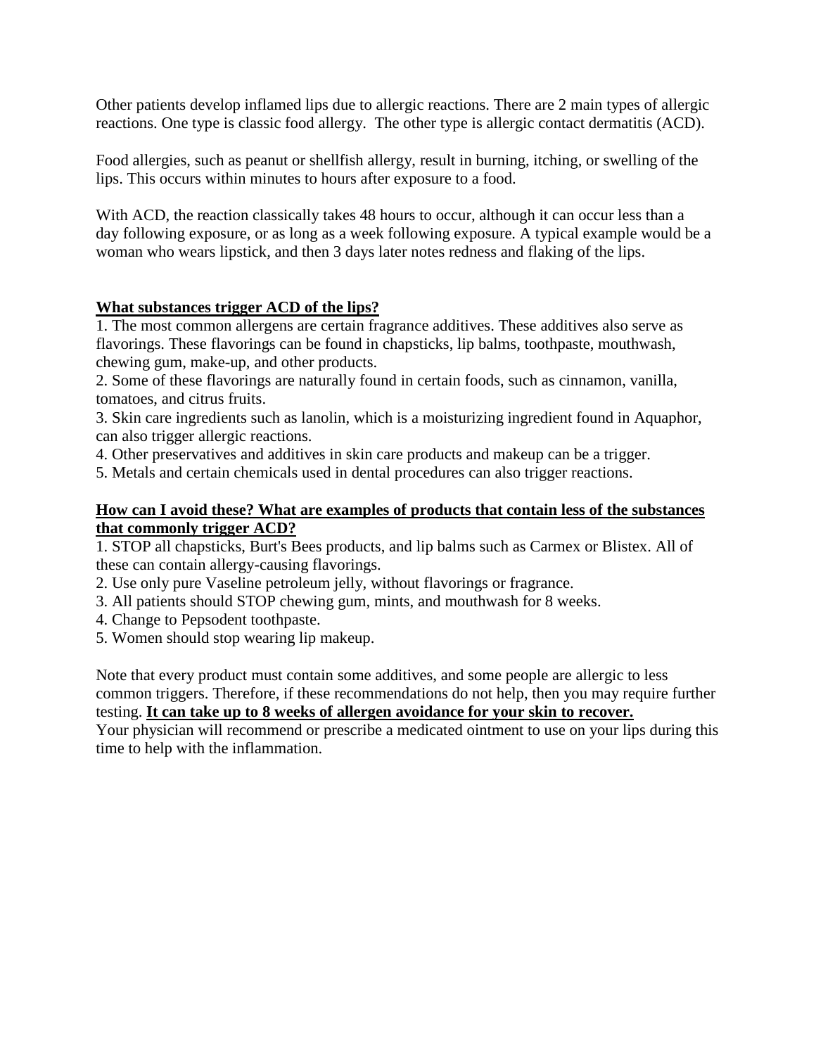Other patients develop inflamed lips due to allergic reactions. There are 2 main types of allergic reactions. One type is classic food allergy. The other type is allergic contact dermatitis (ACD).

Food allergies, such as peanut or shellfish allergy, result in burning, itching, or swelling of the lips. This occurs within minutes to hours after exposure to a food.

With ACD, the reaction classically takes 48 hours to occur, although it can occur less than a day following exposure, or as long as a week following exposure. A typical example would be a woman who wears lipstick, and then 3 days later notes redness and flaking of the lips.

**What substances trigger ACD of the lips?**

1. The most common allergens are certain fragrance additives. These additives also serve as flavorings. These flavorings can be found in chapsticks, lip balms, toothpaste, mouthwash, chewing gum, make-up, and other products.
2. Some of these flavorings are naturally found in certain foods, such as cinnamon, vanilla, tomatoes, and citrus fruits.
3. Skin care ingredients such as lanolin, which is a moisturizing ingredient found in Aquaphor, can also trigger allergic reactions.
4. Other preservatives and additives in skin care products and makeup can be a trigger.
5. Metals and certain chemicals used in dental procedures can also trigger reactions.

**How can I avoid these? What are examples of products that contain less of the substances that commonly trigger ACD?**

1. STOP all chapsticks, Burt's Bees products, and lip balms such as Carmex or Blistex. All of these can contain allergy-causing flavorings.
2. Use only pure Vaseline petroleum jelly, without flavorings or fragrance.
3. All patients should STOP chewing gum, mints, and mouthwash for 8 weeks.
4. Change to Pepsodent toothpaste.
5. Women should stop wearing lip makeup.

Note that every product must contain some additives, and some people are allergic to less common triggers. Therefore, if these recommendations do not help, then you may require further testing. **It can take up to 8 weeks of allergen avoidance for your skin to recover.**
Your physician will recommend or prescribe a medicated ointment to use on your lips during this time to help with the inflammation.